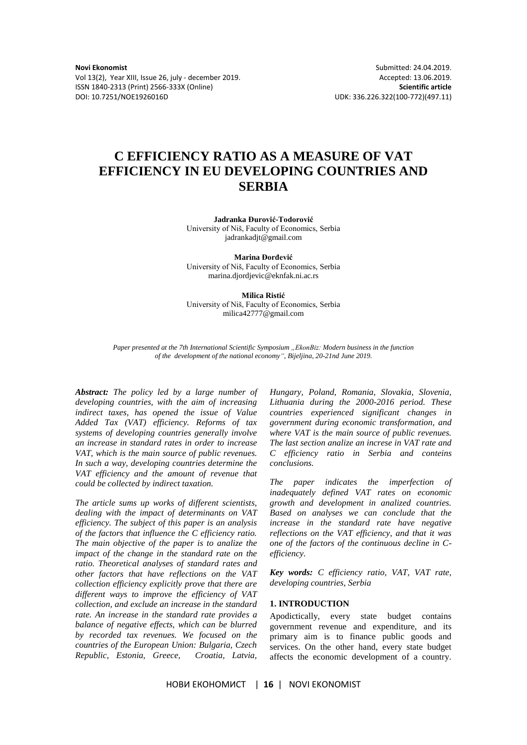Novi Ekonomist
Vol 13(2), Year XIII, Issue 26, july - december 2019.
ISSN 1840-2313 (Print) 2566-333X (Online)
DOI: 10.7251/NOE1926016D

Submitted: 24.04.2019.
Accepted: 13.06.2019.
**Scientific article**
UDK: 336.226.322(100-772)(497.11)

# C EFFICIENCY RATIO AS A MEASURE OF VAT EFFICIENCY IN EU DEVELOPING COUNTRIES AND SERBIA

**Jadranka Đurović-Todorović**
University of Niš, Faculty of Economics, Serbia
jadrankadjt@gmail.com

**Marina Đorđević**
University of Niš, Faculty of Economics, Serbia
marina.djordjevic@eknfak.ni.ac.rs

**Milica Ristić**
University of Niš, Faculty of Economics, Serbia
milica42777@gmail.com

*Paper presented at the 7th International Scientific Symposium „EkonBiz: Modern business in the function of the development of the national economy", Bijeljina, 20-21nd June 2019.*

***Abstract:*** *The policy led by a large number of developing countries, with the aim of increasing indirect taxes, has opened the issue of Value Added Tax (VAT) efficiency. Reforms of tax systems of developing countries generally involve an increase in standard rates in order to increase VAT, which is the main source of public revenues. In such a way, developing countries determine the VAT efficiency and the amount of revenue that could be collected by indirect taxation.*

*The article sums up works of different scientists, dealing with the impact of determinants on VAT efficiency. The subject of this paper is an analysis of the factors that influence the C efficiency ratio. The main objective of the paper is to analize the impact of the change in the standard rate on the ratio. Theoretical analyses of standard rates and other factors that have reflections on the VAT collection efficiency explicitly prove that there are different ways to improve the efficiency of VAT collection, and exclude an increase in the standard rate. An increase in the standard rate provides a balance of negative effects, which can be blurred by recorded tax revenues. We focused on the countries of the European Union: Bulgaria, Czech Republic, Estonia, Greece, Croatia, Latvia, Hungary, Poland, Romania, Slovakia, Slovenia, Lithuania during the 2000-2016 period. These countries experienced significant changes in government during economic transformation, and where VAT is the main source of public revenues. The last section analize an increse in VAT rate and C efficiency ratio in Serbia and conteins conclusions.*

*The paper indicates the imperfection of inadequately defined VAT rates on economic growth and development in analized countries. Based on analyses we can conclude that the increase in the standard rate have negative reflections on the VAT efficiency, and that it was one of the factors of the continuous decline in C-efficiency.*

***Key words:*** *C efficiency ratio, VAT, VAT rate, developing countries, Serbia*

## 1. INTRODUCTION

Apodictically, every state budget contains government revenue and expenditure, and its primary aim is to finance public goods and services. On the other hand, every state budget affects the economic development of a country.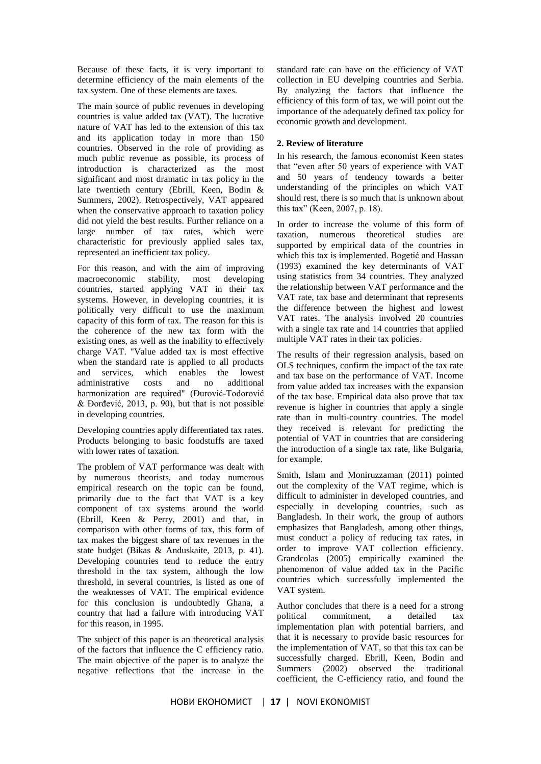Because of these facts, it is very important to determine efficiency of the main elements of the tax system. One of these elements are taxes.

The main source of public revenues in developing countries is value added tax (VAT). The lucrative nature of VAT has led to the extension of this tax and its application today in more than 150 countries. Observed in the role of providing as much public revenue as possible, its process of introduction is characterized as the most significant and most dramatic in tax policy in the late twentieth century (Ebrill, Keen, Bodin & Summers, 2002). Retrospectively, VAT appeared when the conservative approach to taxation policy did not yield the best results. Further reliance on a large number of tax rates, which were characteristic for previously applied sales tax, represented an inefficient tax policy.

For this reason, and with the aim of improving macroeconomic stability, most developing countries, started applying VAT in their tax systems. However, in developing countries, it is politically very difficult to use the maximum capacity of this form of tax. The reason for this is the coherence of the new tax form with the existing ones, as well as the inability to effectively charge VAT. "Value added tax is most effective when the standard rate is applied to all products and services, which enables the lowest administrative costs and no additional harmonization are required" (Đurović-Todorović & Đorđević, 2013, p. 90), but that is not possible in developing countries.

Developing countries apply differentiated tax rates. Products belonging to basic foodstuffs are taxed with lower rates of taxation.

The problem of VAT performance was dealt with by numerous theorists, and today numerous empirical research on the topic can be found, primarily due to the fact that VAT is a key component of tax systems around the world (Ebrill, Keen & Perry, 2001) and that, in comparison with other forms of tax, this form of tax makes the biggest share of tax revenues in the state budget (Bikas & Anduskaite, 2013, p. 41). Developing countries tend to reduce the entry threshold in the tax system, although the low threshold, in several countries, is listed as one of the weaknesses of VAT. The empirical evidence for this conclusion is undoubtedly Ghana, a country that had a failure with introducing VAT for this reason, in 1995.

The subject of this paper is an theoretical analysis of the factors that influence the C efficiency ratio. The main objective of the paper is to analyze the negative reflections that the increase in the standard rate can have on the efficiency of VAT collection in EU develping countries and Serbia. By analyzing the factors that influence the efficiency of this form of tax, we will point out the importance of the adequately defined tax policy for economic growth and development.

## 2. Review of literature

In his research, the famous economist Keen states that "even after 50 years of experience with VAT and 50 years of tendency towards a better understanding of the principles on which VAT should rest, there is so much that is unknown about this tax" (Keen, 2007, p. 18).

In order to increase the volume of this form of taxation, numerous theoretical studies are supported by empirical data of the countries in which this tax is implemented. Bogetić and Hassan (1993) examined the key determinants of VAT using statistics from 34 countries. They analyzed the relationship between VAT performance and the VAT rate, tax base and determinant that represents the difference between the highest and lowest VAT rates. The analysis involved 20 countries with a single tax rate and 14 countries that applied multiple VAT rates in their tax policies.

The results of their regression analysis, based on OLS techniques, confirm the impact of the tax rate and tax base on the performance of VAT. Income from value added tax increases with the expansion of the tax base. Empirical data also prove that tax revenue is higher in countries that apply a single rate than in multi-country countries. The model they received is relevant for predicting the potential of VAT in countries that are considering the introduction of a single tax rate, like Bulgaria, for example.

Smith, Islam and Moniruzzaman (2011) pointed out the complexity of the VAT regime, which is difficult to administer in developed countries, and especially in developing countries, such as Bangladesh. In their work, the group of authors emphasizes that Bangladesh, among other things, must conduct a policy of reducing tax rates, in order to improve VAT collection efficiency. Grandcolas (2005) empirically examined the phenomenon of value added tax in the Pacific countries which successfully implemented the VAT system.

Author concludes that there is a need for a strong political commitment, a detailed tax implementation plan with potential barriers, and that it is necessary to provide basic resources for the implementation of VAT, so that this tax can be successfully charged. Ebrill, Keen, Bodin and Summers (2002) observed the traditional coefficient, the C-efficiency ratio, and found the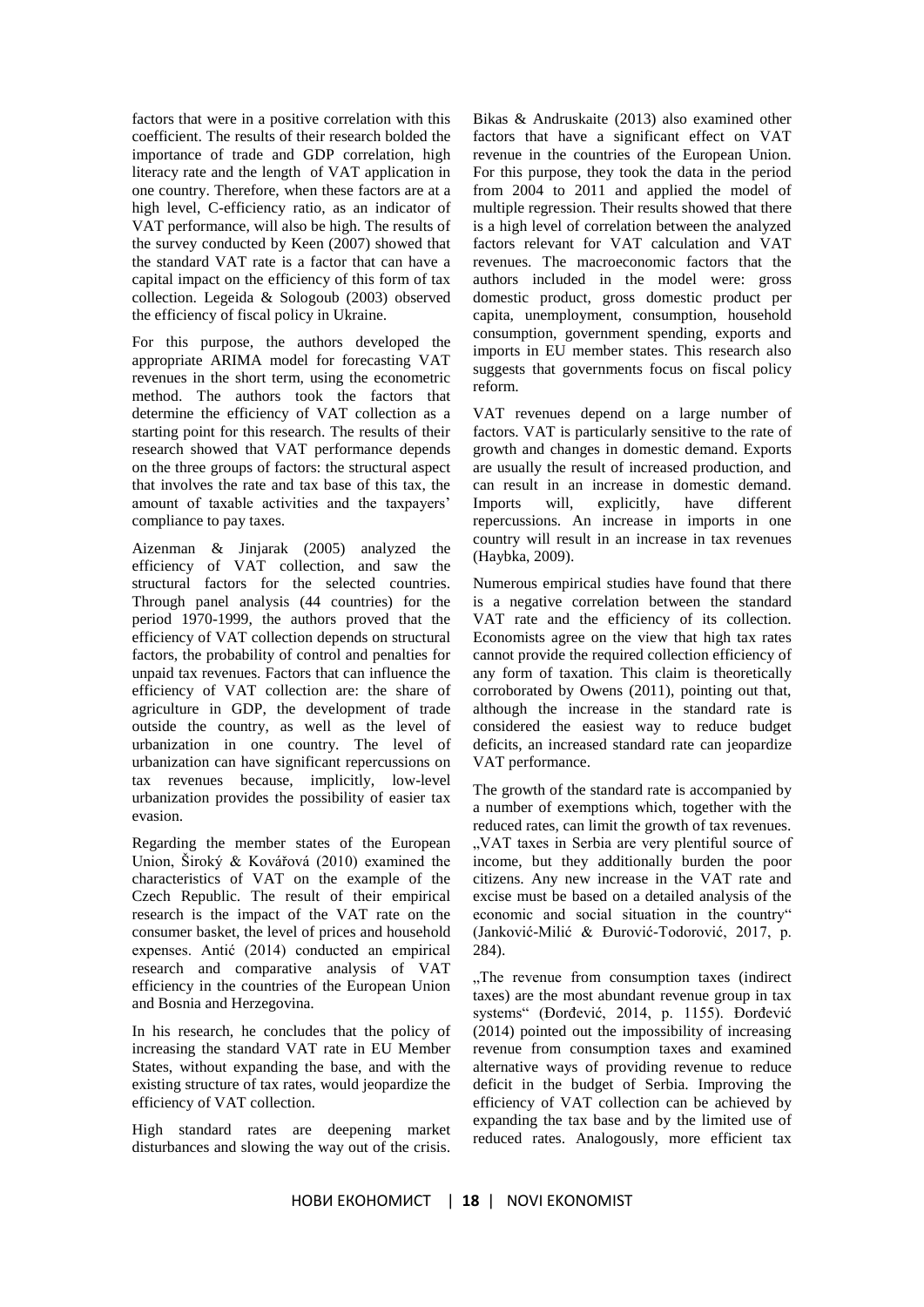factors that were in a positive correlation with this coefficient. The results of their research bolded the importance of trade and GDP correlation, high literacy rate and the length of VAT application in one country. Therefore, when these factors are at a high level, C-efficiency ratio, as an indicator of VAT performance, will also be high. The results of the survey conducted by Keen (2007) showed that the standard VAT rate is a factor that can have a capital impact on the efficiency of this form of tax collection. Legeida & Sologoub (2003) observed the efficiency of fiscal policy in Ukraine.

For this purpose, the authors developed the appropriate ARIMA model for forecasting VAT revenues in the short term, using the econometric method. The authors took the factors that determine the efficiency of VAT collection as a starting point for this research. The results of their research showed that VAT performance depends on the three groups of factors: the structural aspect that involves the rate and tax base of this tax, the amount of taxable activities and the taxpayers' compliance to pay taxes.

Aizenman & Jinjarak (2005) analyzed the efficiency of VAT collection, and saw the structural factors for the selected countries. Through panel analysis (44 countries) for the period 1970-1999, the authors proved that the efficiency of VAT collection depends on structural factors, the probability of control and penalties for unpaid tax revenues. Factors that can influence the efficiency of VAT collection are: the share of agriculture in GDP, the development of trade outside the country, as well as the level of urbanization in one country. The level of urbanization can have significant repercussions on tax revenues because, implicitly, low-level urbanization provides the possibility of easier tax evasion.

Regarding the member states of the European Union, Široký & Kovářová (2010) examined the characteristics of VAT on the example of the Czech Republic. The result of their empirical research is the impact of the VAT rate on the consumer basket, the level of prices and household expenses. Antić (2014) conducted an empirical research and comparative analysis of VAT efficiency in the countries of the European Union and Bosnia and Herzegovina.

In his research, he concludes that the policy of increasing the standard VAT rate in EU Member States, without expanding the base, and with the existing structure of tax rates, would jeopardize the efficiency of VAT collection.

High standard rates are deepening market disturbances and slowing the way out of the crisis. Bikas & Andruskaite (2013) also examined other factors that have a significant effect on VAT revenue in the countries of the European Union. For this purpose, they took the data in the period from 2004 to 2011 and applied the model of multiple regression. Their results showed that there is a high level of correlation between the analyzed factors relevant for VAT calculation and VAT revenues. The macroeconomic factors that the authors included in the model were: gross domestic product, gross domestic product per capita, unemployment, consumption, household consumption, government spending, exports and imports in EU member states. This research also suggests that governments focus on fiscal policy reform.

VAT revenues depend on a large number of factors. VAT is particularly sensitive to the rate of growth and changes in domestic demand. Exports are usually the result of increased production, and can result in an increase in domestic demand. Imports will, explicitly, have different repercussions. An increase in imports in one country will result in an increase in tax revenues (Haybka, 2009).

Numerous empirical studies have found that there is a negative correlation between the standard VAT rate and the efficiency of its collection. Economists agree on the view that high tax rates cannot provide the required collection efficiency of any form of taxation. This claim is theoretically corroborated by Owens (2011), pointing out that, although the increase in the standard rate is considered the easiest way to reduce budget deficits, an increased standard rate can jeopardize VAT performance.

The growth of the standard rate is accompanied by a number of exemptions which, together with the reduced rates, can limit the growth of tax revenues. „VAT taxes in Serbia are very plentiful source of income, but they additionally burden the poor citizens. Any new increase in the VAT rate and excise must be based on a detailed analysis of the economic and social situation in the country" (Janković-Milić & Đurović-Todorović, 2017, p. 284).

„The revenue from consumption taxes (indirect taxes) are the most abundant revenue group in tax systems" (Đorđević, 2014, p. 1155). Đorđević (2014) pointed out the impossibility of increasing revenue from consumption taxes and examined alternative ways of providing revenue to reduce deficit in the budget of Serbia. Improving the efficiency of VAT collection can be achieved by expanding the tax base and by the limited use of reduced rates. Analogously, more efficient tax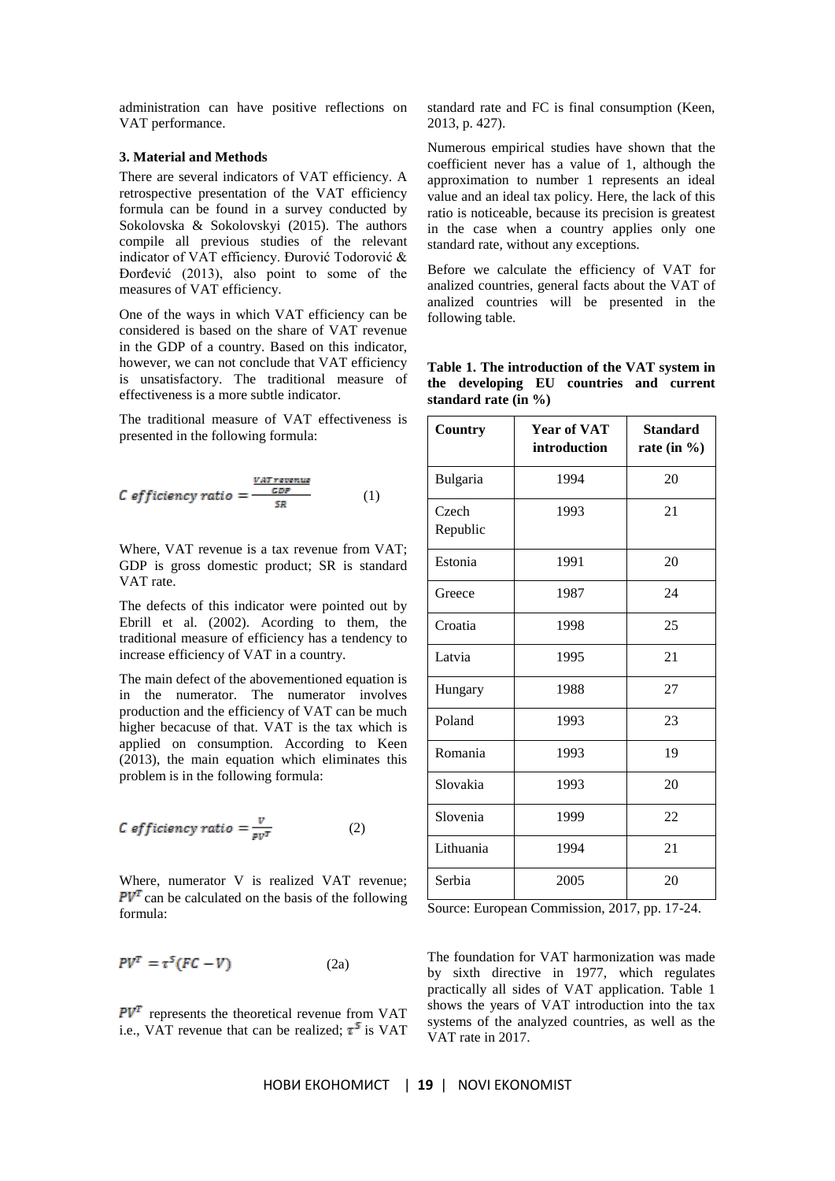administration can have positive reflections on VAT performance.

### 3. Material and Methods

There are several indicators of VAT efficiency. A retrospective presentation of the VAT efficiency formula can be found in a survey conducted by Sokolovska & Sokolovskyi (2015). The authors compile all previous studies of the relevant indicator of VAT efficiency. Đurović Todorović & Đorđević (2013), also point to some of the measures of VAT efficiency.

One of the ways in which VAT efficiency can be considered is based on the share of VAT revenue in the GDP of a country. Based on this indicator, however, we can not conclude that VAT efficiency is unsatisfactory. The traditional measure of effectiveness is a more subtle indicator.

The traditional measure of VAT effectiveness is presented in the following formula:

$$C\ efficiency\ ratio = \frac{\frac{VAT\ revenue}{GDP}}{SR} \qquad (1)$$

Where, VAT revenue is a tax revenue from VAT; GDP is gross domestic product; SR is standard VAT rate.

The defects of this indicator were pointed out by Ebrill et al. (2002). Acording to them, the traditional measure of efficiency has a tendency to increase efficiency of VAT in a country.

The main defect of the abovementioned equation is in the numerator. The numerator involves production and the efficiency of VAT can be much higher becacuse of that. VAT is the tax which is applied on consumption. According to Keen (2013), the main equation which eliminates this problem is in the following formula:

$$C\ efficiency\ ratio = \frac{V}{PV^T} \qquad (2)$$

Where, numerator V is realized VAT revenue; $PV^T$ can be calculated on the basis of the following formula:

$$PV^T = \tau^S(FC - V) \qquad (2a)$$

$PV^T$ represents the theoretical revenue from VAT i.e., VAT revenue that can be realized; $\tau^S$ is VAT standard rate and FC is final consumption (Keen, 2013, p. 427).

Numerous empirical studies have shown that the coefficient never has a value of 1, although the approximation to number 1 represents an ideal value and an ideal tax policy. Here, the lack of this ratio is noticeable, because its precision is greatest in the case when a country applies only one standard rate, without any exceptions.

Before we calculate the efficiency of VAT for analized countries, general facts about the VAT of analized countries will be presented in the following table.

**Table 1. The introduction of the VAT system in the developing EU countries and current standard rate (in %)**

| Country | Year of VAT introduction | Standard rate (in %) |
|---|---|---|
| Bulgaria | 1994 | 20 |
| Czech Republic | 1993 | 21 |
| Estonia | 1991 | 20 |
| Greece | 1987 | 24 |
| Croatia | 1998 | 25 |
| Latvia | 1995 | 21 |
| Hungary | 1988 | 27 |
| Poland | 1993 | 23 |
| Romania | 1993 | 19 |
| Slovakia | 1993 | 20 |
| Slovenia | 1999 | 22 |
| Lithuania | 1994 | 21 |
| Serbia | 2005 | 20 |

Source: European Commission, 2017, pp. 17-24.

The foundation for VAT harmonization was made by sixth directive in 1977, which regulates practically all sides of VAT application. Table 1 shows the years of VAT introduction into the tax systems of the analyzed countries, as well as the VAT rate in 2017.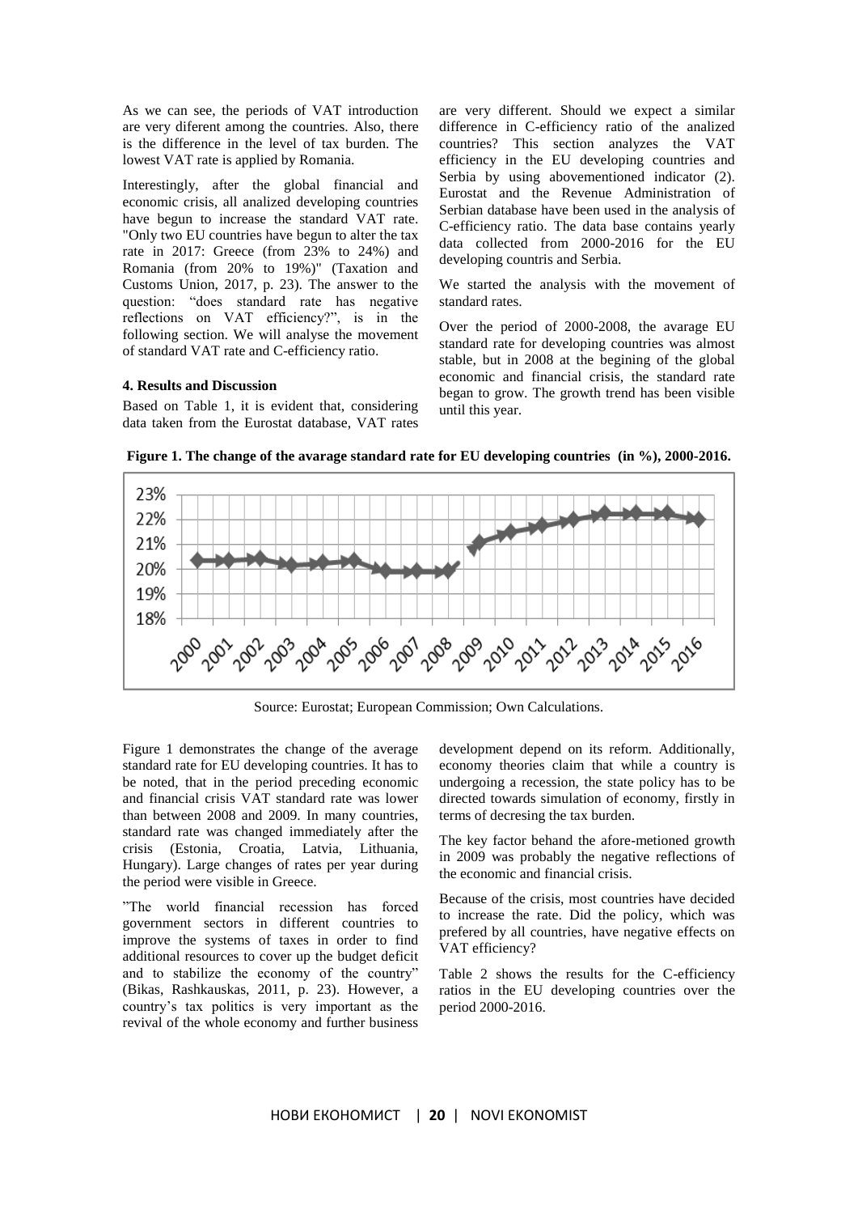As we can see, the periods of VAT introduction are very diferent among the countries. Also, there is the difference in the level of tax burden. The lowest VAT rate is applied by Romania.

Interestingly, after the global financial and economic crisis, all analized developing countries have begun to increase the standard VAT rate. "Only two EU countries have begun to alter the tax rate in 2017: Greece (from 23% to 24%) and Romania (from 20% to 19%)" (Taxation and Customs Union, 2017, p. 23). The answer to the question: "does standard rate has negative reflections on VAT efficiency?", is in the following section. We will analyse the movement of standard VAT rate and C-efficiency ratio.

### 4. Results and Discussion

Based on Table 1, it is evident that, considering data taken from the Eurostat database, VAT rates are very different. Should we expect a similar difference in C-efficiency ratio of the analized countries? This section analyzes the VAT efficiency in the EU developing countries and Serbia by using abovementioned indicator (2). Eurostat and the Revenue Administration of Serbian database have been used in the analysis of C-efficiency ratio. The data base contains yearly data collected from 2000-2016 for the EU developing countris and Serbia.

We started the analysis with the movement of standard rates.

Over the period of 2000-2008, the avarage EU standard rate for developing countries was almost stable, but in 2008 at the begining of the global economic and financial crisis, the standard rate began to grow. The growth trend has been visible until this year.

**Figure 1. The change of the avarage standard rate for EU developing countries (in %), 2000-2016.**

Source: Eurostat; European Commission; Own Calculations.

Figure 1 demonstrates the change of the average standard rate for EU developing countries. It has to be noted, that in the period preceding economic and financial crisis VAT standard rate was lower than between 2008 and 2009. In many countries, standard rate was changed immediately after the crisis (Estonia, Croatia, Latvia, Lithuania, Hungary). Large changes of rates per year during the period were visible in Greece.

"The world financial recession has forced government sectors in different countries to improve the systems of taxes in order to find additional resources to cover up the budget deficit and to stabilize the economy of the country" (Bikas, Rashkauskas, 2011, p. 23). However, a country's tax politics is very important as the revival of the whole economy and further business development depend on its reform. Additionally, economy theories claim that while a country is undergoing a recession, the state policy has to be directed towards simulation of economy, firstly in terms of decresing the tax burden.

The key factor behand the afore-metioned growth in 2009 was probably the negative reflections of the economic and financial crisis.

Because of the crisis, most countries have decided to increase the rate. Did the policy, which was prefered by all countries, have negative effects on VAT efficiency?

Table 2 shows the results for the C-efficiency ratios in the EU developing countries over the period 2000-2016.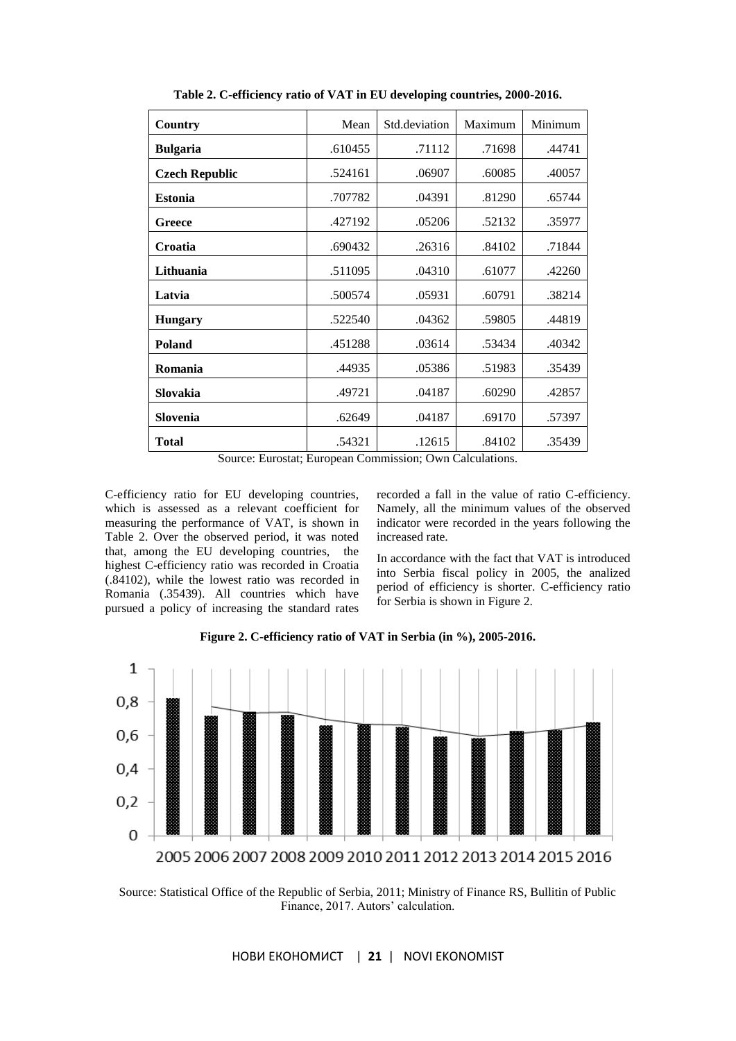**Table 2. C-efficiency ratio of VAT in EU developing countries, 2000-2016.**

| Country | Mean | Std.deviation | Maximum | Minimum |
|---|---|---|---|---|
| **Bulgaria** | .610455 | .71112 | .71698 | .44741 |
| **Czech Republic** | .524161 | .06907 | .60085 | .40057 |
| **Estonia** | .707782 | .04391 | .81290 | .65744 |
| **Greece** | .427192 | .05206 | .52132 | .35977 |
| **Croatia** | .690432 | .26316 | .84102 | .71844 |
| **Lithuania** | .511095 | .04310 | .61077 | .42260 |
| **Latvia** | .500574 | .05931 | .60791 | .38214 |
| **Hungary** | .522540 | .04362 | .59805 | .44819 |
| **Poland** | .451288 | .03614 | .53434 | .40342 |
| **Romania** | .44935 | .05386 | .51983 | .35439 |
| **Slovakia** | .49721 | .04187 | .60290 | .42857 |
| **Slovenia** | .62649 | .04187 | .69170 | .57397 |
| **Total** | .54321 | .12615 | .84102 | .35439 |

Source: Eurostat; European Commission; Own Calculations.

C-efficiency ratio for EU developing countries, which is assessed as a relevant coefficient for measuring the performance of VAT, is shown in Table 2. Over the observed period, it was noted that, among the EU developing countries, the highest C-efficiency ratio was recorded in Croatia (.84102), while the lowest ratio was recorded in Romania (.35439). All countries which have pursued a policy of increasing the standard rates recorded a fall in the value of ratio C-efficiency. Namely, all the minimum values of the observed indicator were recorded in the years following the increased rate.

In accordance with the fact that VAT is introduced into Serbia fiscal policy in 2005, the analized period of efficiency is shorter. C-efficiency ratio for Serbia is shown in Figure 2.

**Figure 2. C-efficiency ratio of VAT in Serbia (in %), 2005-2016.**

Source: Statistical Office of the Republic of Serbia, 2011; Ministry of Finance RS, Bullitin of Public Finance, 2017. Autors' calculation.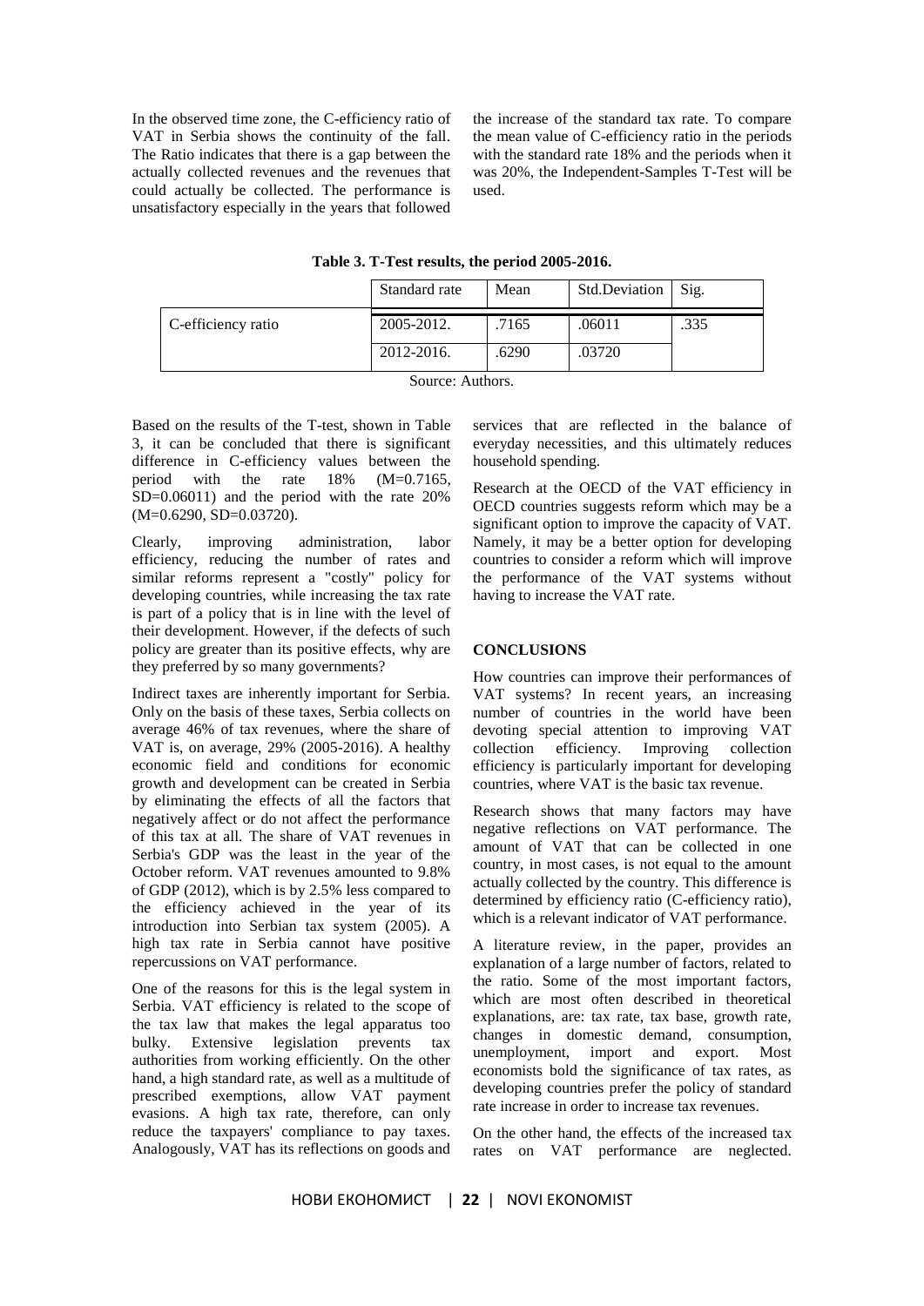In the observed time zone, the C-efficiency ratio of VAT in Serbia shows the continuity of the fall. The Ratio indicates that there is a gap between the actually collected revenues and the revenues that could actually be collected. The performance is unsatisfactory especially in the years that followed the increase of the standard tax rate. To compare the mean value of C-efficiency ratio in the periods with the standard rate 18% and the periods when it was 20%, the Independent-Samples T-Test will be used.

**Table 3. T-Test results, the period 2005-2016.**

| | Standard rate | Mean | Std.Deviation | Sig. |
|---|---|---|---|---|
| C-efficiency ratio | 2005-2012. | .7165 | .06011 | .335 |
| | 2012-2016. | .6290 | .03720 | |

Source: Authors.

Based on the results of the T-test, shown in Table 3, it can be concluded that there is significant difference in C-efficiency values between the period with the rate 18% (M=0.7165, SD=0.06011) and the period with the rate 20% (M=0.6290, SD=0.03720).

Clearly, improving administration, labor efficiency, reducing the number of rates and similar reforms represent a "costly" policy for developing countries, while increasing the tax rate is part of a policy that is in line with the level of their development. However, if the defects of such policy are greater than its positive effects, why are they preferred by so many governments?

Indirect taxes are inherently important for Serbia. Only on the basis of these taxes, Serbia collects on average 46% of tax revenues, where the share of VAT is, on average, 29% (2005-2016). A healthy economic field and conditions for economic growth and development can be created in Serbia by eliminating the effects of all the factors that negatively affect or do not affect the performance of this tax at all. The share of VAT revenues in Serbia's GDP was the least in the year of the October reform. VAT revenues amounted to 9.8% of GDP (2012), which is by 2.5% less compared to the efficiency achieved in the year of its introduction into Serbian tax system (2005). A high tax rate in Serbia cannot have positive repercussions on VAT performance.

One of the reasons for this is the legal system in Serbia. VAT efficiency is related to the scope of the tax law that makes the legal apparatus too bulky. Extensive legislation prevents tax authorities from working efficiently. On the other hand, a high standard rate, as well as a multitude of prescribed exemptions, allow VAT payment evasions. A high tax rate, therefore, can only reduce the taxpayers' compliance to pay taxes. Analogously, VAT has its reflections on goods and services that are reflected in the balance of everyday necessities, and this ultimately reduces household spending.

Research at the OECD of the VAT efficiency in OECD countries suggests reform which may be a significant option to improve the capacity of VAT. Namely, it may be a better option for developing countries to consider a reform which will improve the performance of the VAT systems without having to increase the VAT rate.

## CONCLUSIONS

How countries can improve their performances of VAT systems? In recent years, an increasing number of countries in the world have been devoting special attention to improving VAT collection efficiency. Improving collection efficiency is particularly important for developing countries, where VAT is the basic tax revenue.

Research shows that many factors may have negative reflections on VAT performance. The amount of VAT that can be collected in one country, in most cases, is not equal to the amount actually collected by the country. This difference is determined by efficiency ratio (C-efficiency ratio), which is a relevant indicator of VAT performance.

A literature review, in the paper, provides an explanation of a large number of factors, related to the ratio. Some of the most important factors, which are most often described in theoretical explanations, are: tax rate, tax base, growth rate, changes in domestic demand, consumption, unemployment, import and export. Most economists bold the significance of tax rates, as developing countries prefer the policy of standard rate increase in order to increase tax revenues.

On the other hand, the effects of the increased tax rates on VAT performance are neglected.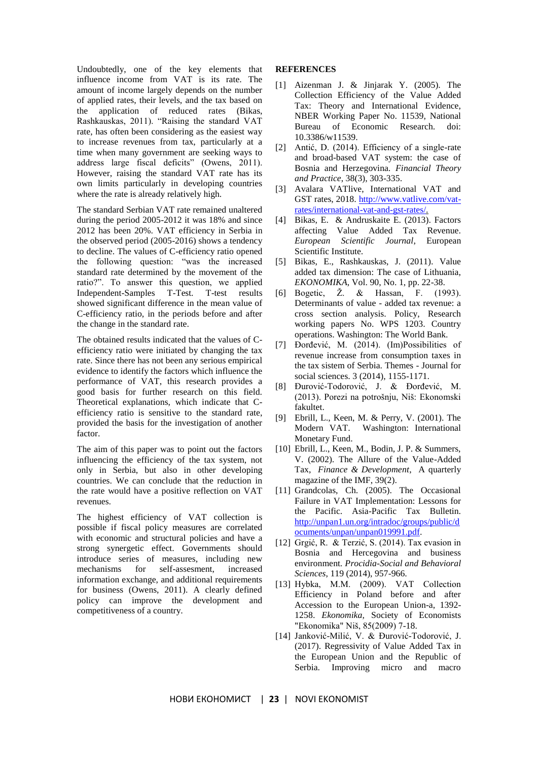Undoubtedly, one of the key elements that influence income from VAT is its rate. The amount of income largely depends on the number of applied rates, their levels, and the tax based on the application of reduced rates (Bikas, Rashkauskas, 2011). "Raising the standard VAT rate, has often been considering as the easiest way to increase revenues from tax, particularly at a time when many government are seeking ways to address large fiscal deficits" (Owens, 2011). However, raising the standard VAT rate has its own limits particularly in developing countries where the rate is already relatively high.

The standard Serbian VAT rate remained unaltered during the period 2005-2012 it was 18% and since 2012 has been 20%. VAT efficiency in Serbia in the observed period (2005-2016) shows a tendency to decline. The values of C-efficiency ratio opened the following question: "was the increased standard rate determined by the movement of the ratio?". To answer this question, we applied Independent-Samples T-Test. T-test results showed significant difference in the mean value of C-efficiency ratio, in the periods before and after the change in the standard rate.

The obtained results indicated that the values of C-efficiency ratio were initiated by changing the tax rate. Since there has not been any serious empirical evidence to identify the factors which influence the performance of VAT, this research provides a good basis for further research on this field. Theoretical explanations, which indicate that C-efficiency ratio is sensitive to the standard rate, provided the basis for the investigation of another factor.

The aim of this paper was to point out the factors influencing the efficiency of the tax system, not only in Serbia, but also in other developing countries. We can conclude that the reduction in the rate would have a positive reflection on VAT revenues.

The highest efficiency of VAT collection is possible if fiscal policy measures are correlated with economic and structural policies and have a strong synergetic effect. Governments should introduce series of measures, including new mechanisms for self-assesment, increased information exchange, and additional requirements for business (Owens, 2011). A clearly defined policy can improve the development and competitiveness of a country.

## REFERENCES

[1] Aizenman J. & Jinjarak Y. (2005). The Collection Efficiency of the Value Added Tax: Theory and International Evidence, NBER Working Paper No. 11539, National Bureau of Economic Research. doi: 10.3386/w11539.

[2] Antić, D. (2014). Efficiency of a single-rate and broad-based VAT system: the case of Bosnia and Herzegovina. *Financial Theory and Practice*, 38(3), 303-335.

[3] Avalara VATlive, International VAT and GST rates, 2018. http://www.vatlive.com/vat-rates/international-vat-and-gst-rates/.

[4] Bikas, E. & Andruskaite E. (2013). Factors affecting Value Added Tax Revenue. *European Scientific Journal*, European Scientific Institute.

[5] Bikas, E., Rashkauskas, J. (2011). Value added tax dimension: The case of Lithuania, *EKONOMIKA*, Vol. 90, No. 1, pp. 22-38.

[6] Bogetic, Ž. & Hassan, F. (1993). Determinants of value - added tax revenue: a cross section analysis. Policy, Research working papers No. WPS 1203. Country operations. Washington: The World Bank.

[7] Đorđević, M. (2014). (Im)Possibilities of revenue increase from consumption taxes in the tax sistem of Serbia. Themes - Journal for social sciences. 3 (2014), 1155-1171.

[8] Đurović-Todorović, J. & Đorđević, M. (2013). Porezi na potrošnju, Niš: Ekonomski fakultet.

[9] Ebrill, L., Keen, M. & Perry, V. (2001). The Modern VAT. Washington: International Monetary Fund.

[10] Ebrill, L., Keen, M., Bodin, J. P. & Summers, V. (2002). The Allure of the Value-Added Tax, *Finance & Development*, A quarterly magazine of the IMF, 39(2).

[11] Grandcolas, Ch. (2005). The Occasional Failure in VAT Implementation: Lessons for the Pacific. Asia-Pacific Tax Bulletin. http://unpan1.un.org/intradoc/groups/public/documents/unpan/unpan019991.pdf.

[12] Grgić, R. & Terzić, S. (2014). Tax evasion in Bosnia and Hercegovina and business environment. *Procidia-Social and Behavioral Sciences*, 119 (2014), 957-966.

[13] Hybka, M.M. (2009). VAT Collection Efficiency in Poland before and after Accession to the European Union-a, 1392-1258. *Ekonomika*, Society of Economists "Ekonomika" Niš, 85(2009) 7-18.

[14] Janković-Milić, V. & Đurović-Todorović, J. (2017). Regressivity of Value Added Tax in the European Union and the Republic of Serbia. Improving micro and macro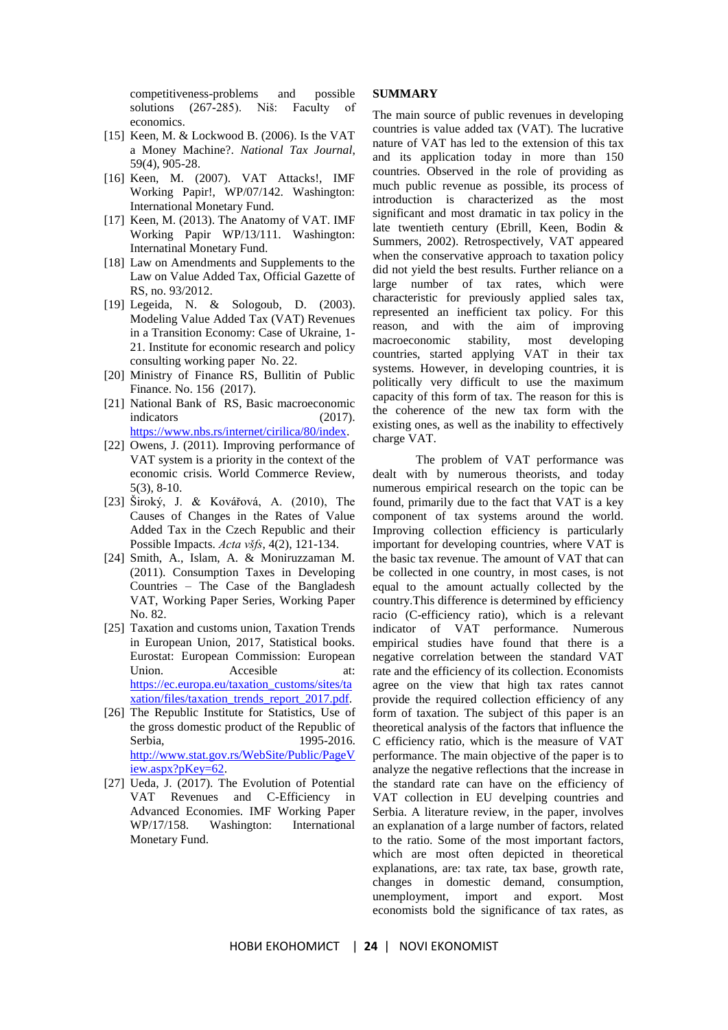competitiveness-problems and possible solutions (267-285). Niš: Faculty of economics.

[15] Keen, M. & Lockwood B. (2006). Is the VAT a Money Machine?. *National Tax Journal*, 59(4), 905-28.

[16] Keen, M. (2007). VAT Attacks!, IMF Working Papir!, WP/07/142. Washington: International Monetary Fund.

[17] Keen, M. (2013). The Anatomy of VAT. IMF Working Papir WP/13/111. Washington: Internatinal Monetary Fund.

[18] Law on Amendments and Supplements to the Law on Value Added Tax, Official Gazette of RS, no. 93/2012.

[19] Legeida, N. & Sologoub, D. (2003). Modeling Value Added Tax (VAT) Revenues in a Transition Economy: Case of Ukraine, 1-21. Institute for economic research and policy consulting working paper No. 22.

[20] Ministry of Finance RS, Bullitin of Public Finance. No. 156 (2017).

[21] National Bank of RS, Basic macroeconomic indicators (2017). https://www.nbs.rs/internet/cirilica/80/index.

[22] Owens, J. (2011). Improving performance of VAT system is a priority in the context of the economic crisis. World Commerce Review, 5(3), 8-10.

[23] Široký, J. & Kovářová, A. (2010), The Causes of Changes in the Rates of Value Added Tax in the Czech Republic and their Possible Impacts. *Acta všfs*, 4(2), 121-134.

[24] Smith, A., Islam, A. & Moniruzzaman M. (2011). Consumption Taxes in Developing Countries – The Case of the Bangladesh VAT, Working Paper Series, Working Paper No. 82.

[25] Taxation and customs union, Taxation Trends in European Union, 2017, Statistical books. Eurostat: European Commission: European Union. Accesible at: https://ec.europa.eu/taxation_customs/sites/taxation/files/taxation_trends_report_2017.pdf.

[26] The Republic Institute for Statistics, Use of the gross domestic product of the Republic of Serbia, 1995-2016. http://www.stat.gov.rs/WebSite/Public/PageView.aspx?pKey=62.

[27] Ueda, J. (2017). The Evolution of Potential VAT Revenues and C-Efficiency in Advanced Economies. IMF Working Paper WP/17/158. Washington: International Monetary Fund.

## SUMMARY

The main source of public revenues in developing countries is value added tax (VAT). The lucrative nature of VAT has led to the extension of this tax and its application today in more than 150 countries. Observed in the role of providing as much public revenue as possible, its process of introduction is characterized as the most significant and most dramatic in tax policy in the late twentieth century (Ebrill, Keen, Bodin & Summers, 2002). Retrospectively, VAT appeared when the conservative approach to taxation policy did not yield the best results. Further reliance on a large number of tax rates, which were characteristic for previously applied sales tax, represented an inefficient tax policy. For this reason, and with the aim of improving macroeconomic stability, most developing countries, started applying VAT in their tax systems. However, in developing countries, it is politically very difficult to use the maximum capacity of this form of tax. The reason for this is the coherence of the new tax form with the existing ones, as well as the inability to effectively charge VAT.

The problem of VAT performance was dealt with by numerous theorists, and today numerous empirical research on the topic can be found, primarily due to the fact that VAT is a key component of tax systems around the world. Improving collection efficiency is particularly important for developing countries, where VAT is the basic tax revenue. The amount of VAT that can be collected in one country, in most cases, is not equal to the amount actually collected by the country.This difference is determined by efficiency racio (C-efficiency ratio), which is a relevant indicator of VAT performance. Numerous empirical studies have found that there is a negative correlation between the standard VAT rate and the efficiency of its collection. Economists agree on the view that high tax rates cannot provide the required collection efficiency of any form of taxation. The subject of this paper is an theoretical analysis of the factors that influence the C efficiency ratio, which is the measure of VAT performance. The main objective of the paper is to analyze the negative reflections that the increase in the standard rate can have on the efficiency of VAT collection in EU develping countries and Serbia. A literature review, in the paper, involves an explanation of a large number of factors, related to the ratio. Some of the most important factors, which are most often depicted in theoretical explanations, are: tax rate, tax base, growth rate, changes in domestic demand, consumption, unemployment, import and export. Most economists bold the significance of tax rates, as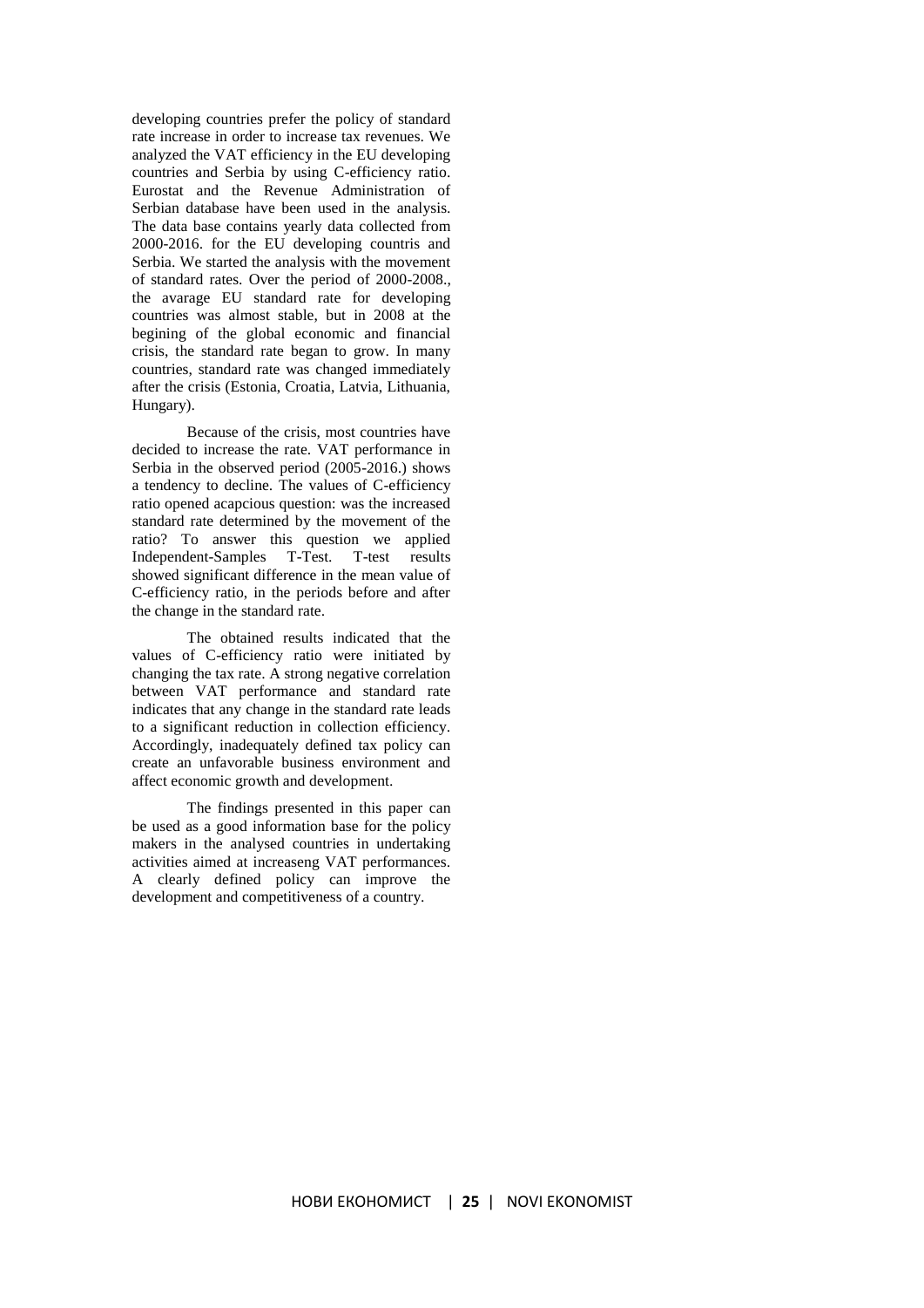developing countries prefer the policy of standard rate increase in order to increase tax revenues. We analyzed the VAT efficiency in the EU developing countries and Serbia by using C-efficiency ratio. Eurostat and the Revenue Administration of Serbian database have been used in the analysis. The data base contains yearly data collected from 2000-2016. for the EU developing countris and Serbia. We started the analysis with the movement of standard rates. Over the period of 2000-2008., the avarage EU standard rate for developing countries was almost stable, but in 2008 at the begining of the global economic and financial crisis, the standard rate began to grow. In many countries, standard rate was changed immediately after the crisis (Estonia, Croatia, Latvia, Lithuania, Hungary).

Because of the crisis, most countries have decided to increase the rate. VAT performance in Serbia in the observed period (2005-2016.) shows a tendency to decline. The values of C-efficiency ratio opened acapcious question: was the increased standard rate determined by the movement of the ratio? To answer this question we applied Independent-Samples T-Test. T-test results showed significant difference in the mean value of C-efficiency ratio, in the periods before and after the change in the standard rate.

The obtained results indicated that the values of C-efficiency ratio were initiated by changing the tax rate. A strong negative correlation between VAT performance and standard rate indicates that any change in the standard rate leads to a significant reduction in collection efficiency. Accordingly, inadequately defined tax policy can create an unfavorable business environment and affect economic growth and development.

The findings presented in this paper can be used as a good information base for the policy makers in the analysed countries in undertaking activities aimed at increaseng VAT performances. A clearly defined policy can improve the development and competitiveness of a country.